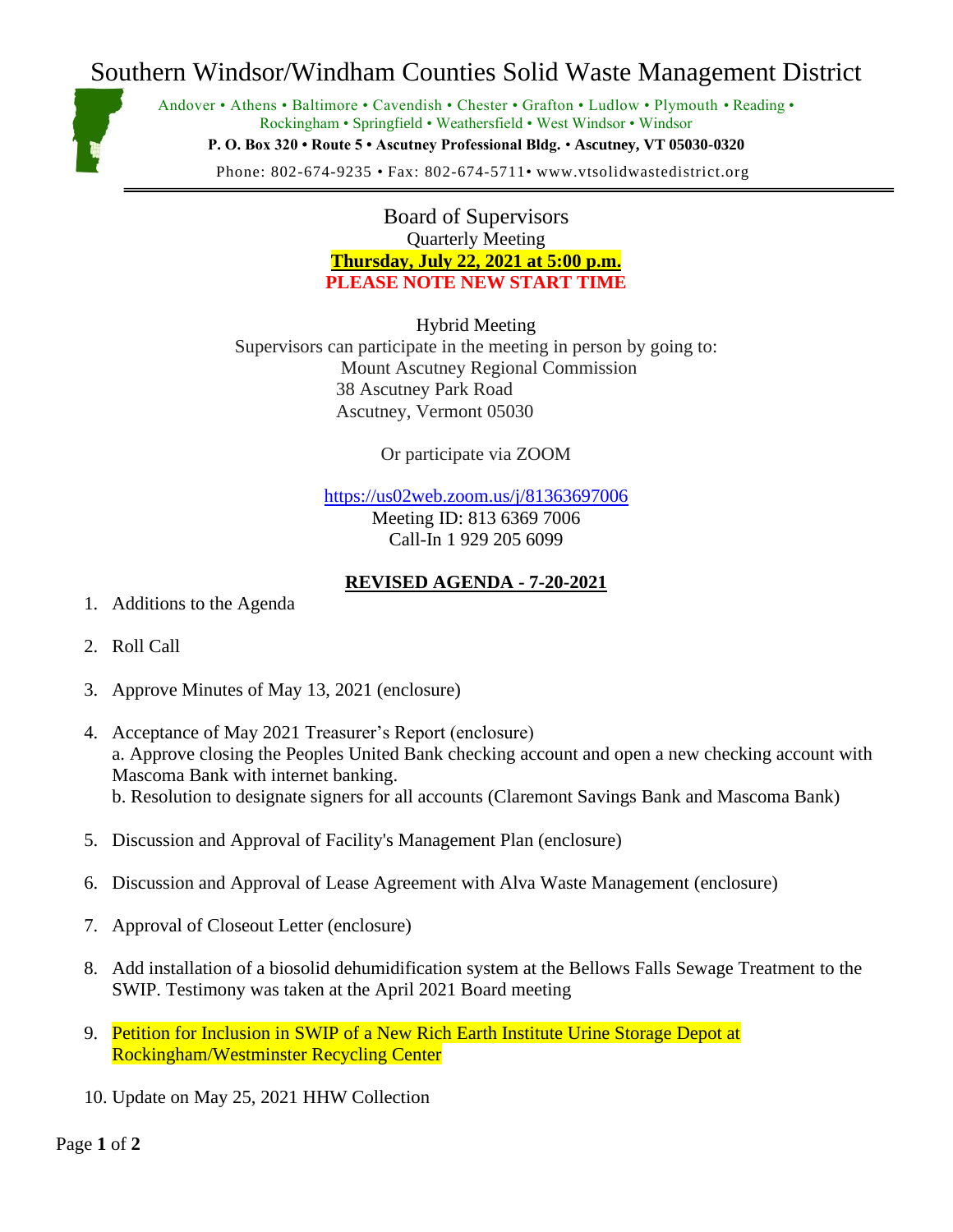# Southern Windsor/Windham Counties Solid Waste Management District

Andover • Athens • Baltimore • Cavendish • Chester • Grafton • Ludlow • Plymouth • Reading • Rockingham • Springfield • Weathersfield • West Windsor • Windsor

**P. O. Box 320 • Route 5 • Ascutney Professional Bldg. • Ascutney, VT 05030-0320**

Phone: 802-674-9235 • Fax: 802-674-5711• www.vtsolidwastedistrict.org

---

## Board of Supervisors

Quarterly Meeting

**Thursday, July 22, 2021 at 5:00 p.m.**

**PLEASE NOTE NEW START TIME**

Hybrid Meeting

Supervisors can participate in the meeting in person by going to:

Mount Ascutney Regional Commission
38 Ascutney Park Road
Ascutney, Vermont 05030

Or participate via ZOOM

https://us02web.zoom.us/j/81363697006

Meeting ID: 813 6369 7006

Call-In 1 929 205 6099

**REVISED AGENDA - 7-20-2021**

1. Additions to the Agenda
2. Roll Call
3. Approve Minutes of May 13, 2021 (enclosure)
4. Acceptance of May 2021 Treasurer's Report (enclosure)
   a. Approve closing the Peoples United Bank checking account and open a new checking account with Mascoma Bank with internet banking.
   b. Resolution to designate signers for all accounts (Claremont Savings Bank and Mascoma Bank)
5. Discussion and Approval of Facility's Management Plan (enclosure)
6. Discussion and Approval of Lease Agreement with Alva Waste Management (enclosure)
7. Approval of Closeout Letter (enclosure)
8. Add installation of a biosolid dehumidification system at the Bellows Falls Sewage Treatment to the SWIP. Testimony was taken at the April 2021 Board meeting
9. Petition for Inclusion in SWIP of a New Rich Earth Institute Urine Storage Depot at Rockingham/Westminster Recycling Center
10. Update on May 25, 2021 HHW Collection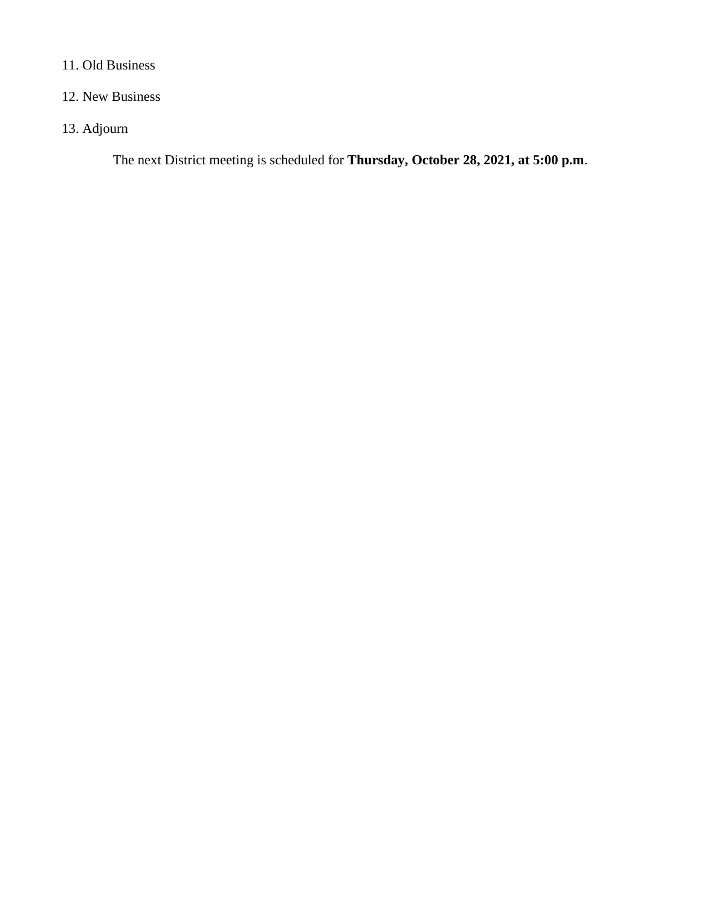11. Old Business

12. New Business

13. Adjourn

The next District meeting is scheduled for **Thursday, October 28, 2021, at 5:00 p.m**.